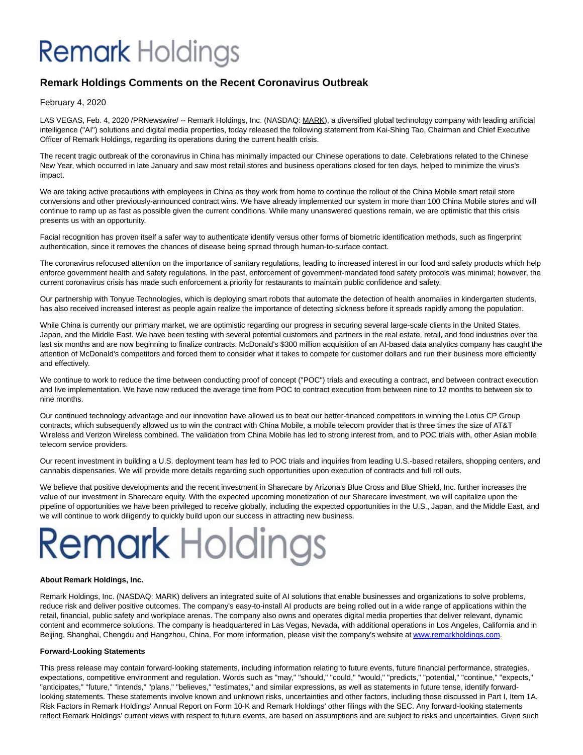# Remark Holdings

## Remark Holdings Comments on the Recent Coronavirus Outbreak

February 4, 2020

LAS VEGAS, Feb. 4, 2020 /PRNewswire/ -- Remark Holdings, Inc. (NASDAQ: MARK), a diversified global technology company with leading artificial intelligence ("AI") solutions and digital media properties, today released the following statement from Kai-Shing Tao, Chairman and Chief Executive Officer of Remark Holdings, regarding its operations during the current health crisis.

The recent tragic outbreak of the coronavirus in China has minimally impacted our Chinese operations to date. Celebrations related to the Chinese New Year, which occurred in late January and saw most retail stores and business operations closed for ten days, helped to minimize the virus's impact.

We are taking active precautions with employees in China as they work from home to continue the rollout of the China Mobile smart retail store conversions and other previously-announced contract wins. We have already implemented our system in more than 100 China Mobile stores and will continue to ramp up as fast as possible given the current conditions. While many unanswered questions remain, we are optimistic that this crisis presents us with an opportunity.

Facial recognition has proven itself a safer way to authenticate identify versus other forms of biometric identification methods, such as fingerprint authentication, since it removes the chances of disease being spread through human-to-surface contact.

The coronavirus refocused attention on the importance of sanitary regulations, leading to increased interest in our food and safety products which help enforce government health and safety regulations. In the past, enforcement of government-mandated food safety protocols was minimal; however, the current coronavirus crisis has made such enforcement a priority for restaurants to maintain public confidence and safety.

Our partnership with Tonyue Technologies, which is deploying smart robots that automate the detection of health anomalies in kindergarten students, has also received increased interest as people again realize the importance of detecting sickness before it spreads rapidly among the population.

While China is currently our primary market, we are optimistic regarding our progress in securing several large-scale clients in the United States, Japan, and the Middle East. We have been testing with several potential customers and partners in the real estate, retail, and food industries over the last six months and are now beginning to finalize contracts. McDonald's $300 million acquisition of an AI-based data analytics company has caught the attention of McDonald's competitors and forced them to consider what it takes to compete for customer dollars and run their business more efficiently and effectively.

We continue to work to reduce the time between conducting proof of concept ("POC") trials and executing a contract, and between contract execution and live implementation. We have now reduced the average time from POC to contract execution from between nine to 12 months to between six to nine months.

Our continued technology advantage and our innovation have allowed us to beat our better-financed competitors in winning the Lotus CP Group contracts, which subsequently allowed us to win the contract with China Mobile, a mobile telecom provider that is three times the size of AT&T Wireless and Verizon Wireless combined. The validation from China Mobile has led to strong interest from, and to POC trials with, other Asian mobile telecom service providers.

Our recent investment in building a U.S. deployment team has led to POC trials and inquiries from leading U.S.-based retailers, shopping centers, and cannabis dispensaries. We will provide more details regarding such opportunities upon execution of contracts and full roll outs.

We believe that positive developments and the recent investment in Sharecare by Arizona's Blue Cross and Blue Shield, Inc. further increases the value of our investment in Sharecare equity. With the expected upcoming monetization of our Sharecare investment, we will capitalize upon the pipeline of opportunities we have been privileged to receive globally, including the expected opportunities in the U.S., Japan, and the Middle East, and we will continue to work diligently to quickly build upon our success in attracting new business.

Remark Holdings

**About Remark Holdings, Inc.**

Remark Holdings, Inc. (NASDAQ: MARK) delivers an integrated suite of AI solutions that enable businesses and organizations to solve problems, reduce risk and deliver positive outcomes. The company's easy-to-install AI products are being rolled out in a wide range of applications within the retail, financial, public safety and workplace arenas. The company also owns and operates digital media properties that deliver relevant, dynamic content and ecommerce solutions. The company is headquartered in Las Vegas, Nevada, with additional operations in Los Angeles, California and in Beijing, Shanghai, Chengdu and Hangzhou, China. For more information, please visit the company's website at www.remarkholdings.com.

**Forward-Looking Statements**

This press release may contain forward-looking statements, including information relating to future events, future financial performance, strategies, expectations, competitive environment and regulation. Words such as "may," "should," "could," "would," "predicts," "potential," "continue," "expects," "anticipates," "future," "intends," "plans," "believes," "estimates," and similar expressions, as well as statements in future tense, identify forward-looking statements. These statements involve known and unknown risks, uncertainties and other factors, including those discussed in Part I, Item 1A. Risk Factors in Remark Holdings' Annual Report on Form 10-K and Remark Holdings' other filings with the SEC. Any forward-looking statements reflect Remark Holdings' current views with respect to future events, are based on assumptions and are subject to risks and uncertainties. Given such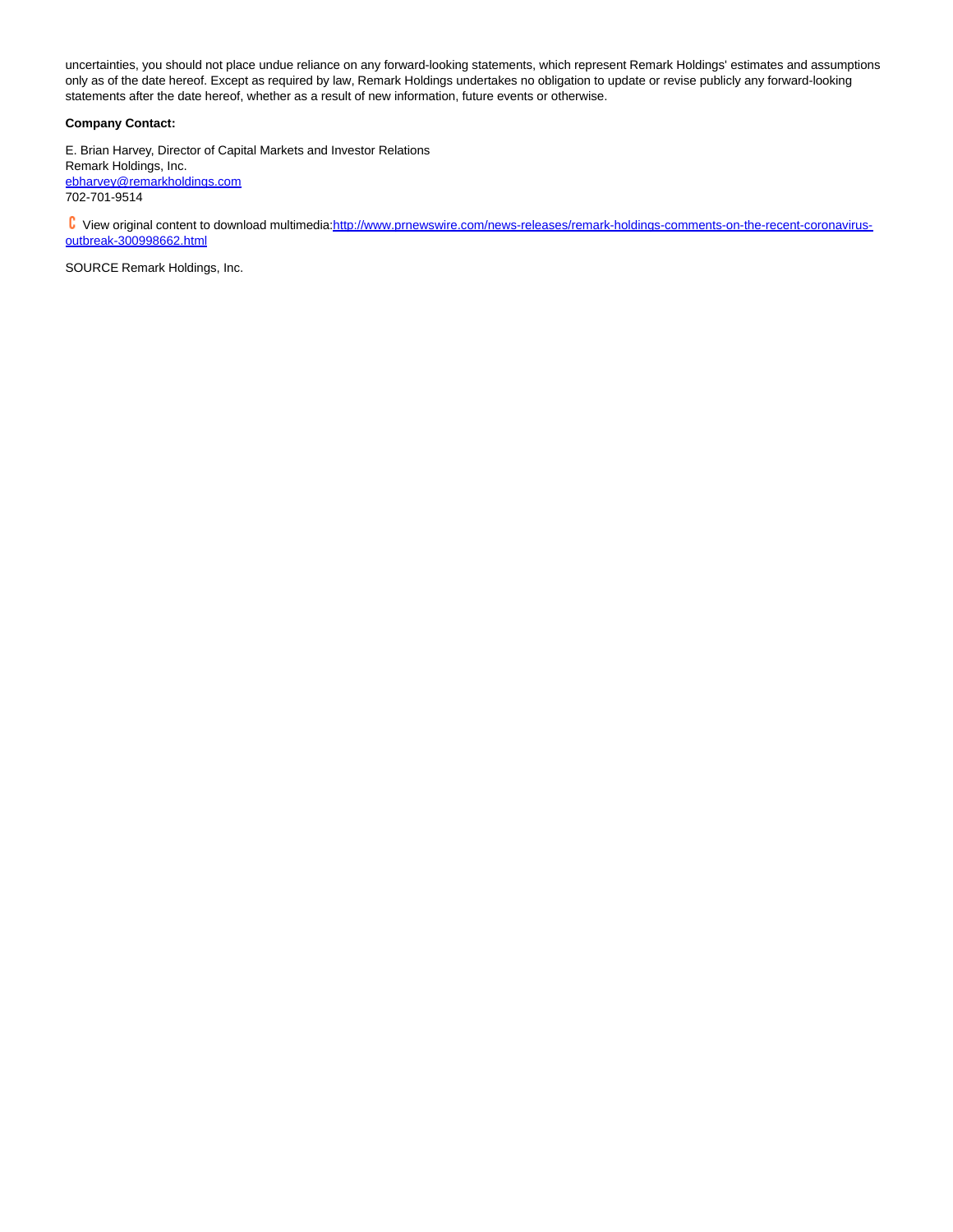uncertainties, you should not place undue reliance on any forward-looking statements, which represent Remark Holdings' estimates and assumptions only as of the date hereof. Except as required by law, Remark Holdings undertakes no obligation to update or revise publicly any forward-looking statements after the date hereof, whether as a result of new information, future events or otherwise.

**Company Contact:**

E. Brian Harvey, Director of Capital Markets and Investor Relations
Remark Holdings, Inc.
[ebharvey@remarkholdings.com](mailto:ebharvey@remarkholdings.com)
702-701-9514

View original content to download multimedia:[http://www.prnewswire.com/news-releases/remark-holdings-comments-on-the-recent-coronavirus-outbreak-300998662.html](http://www.prnewswire.com/news-releases/remark-holdings-comments-on-the-recent-coronavirus-outbreak-300998662.html)

SOURCE Remark Holdings, Inc.